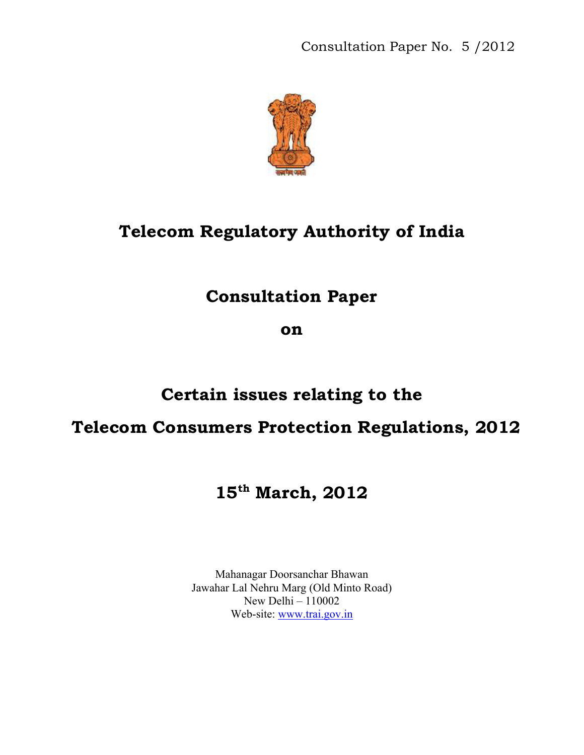Consultation Paper No. 5 /2012

# Telecom Regulatory Authority of India

## Consultation Paper

## on

## Certain issues relating to the Telecom Consumers Protection Regulations, 2012

## 15th March, 2012

Mahanagar Doorsanchar Bhawan
Jawahar Lal Nehru Marg (Old Minto Road)
New Delhi – 110002
Web-site: www.trai.gov.in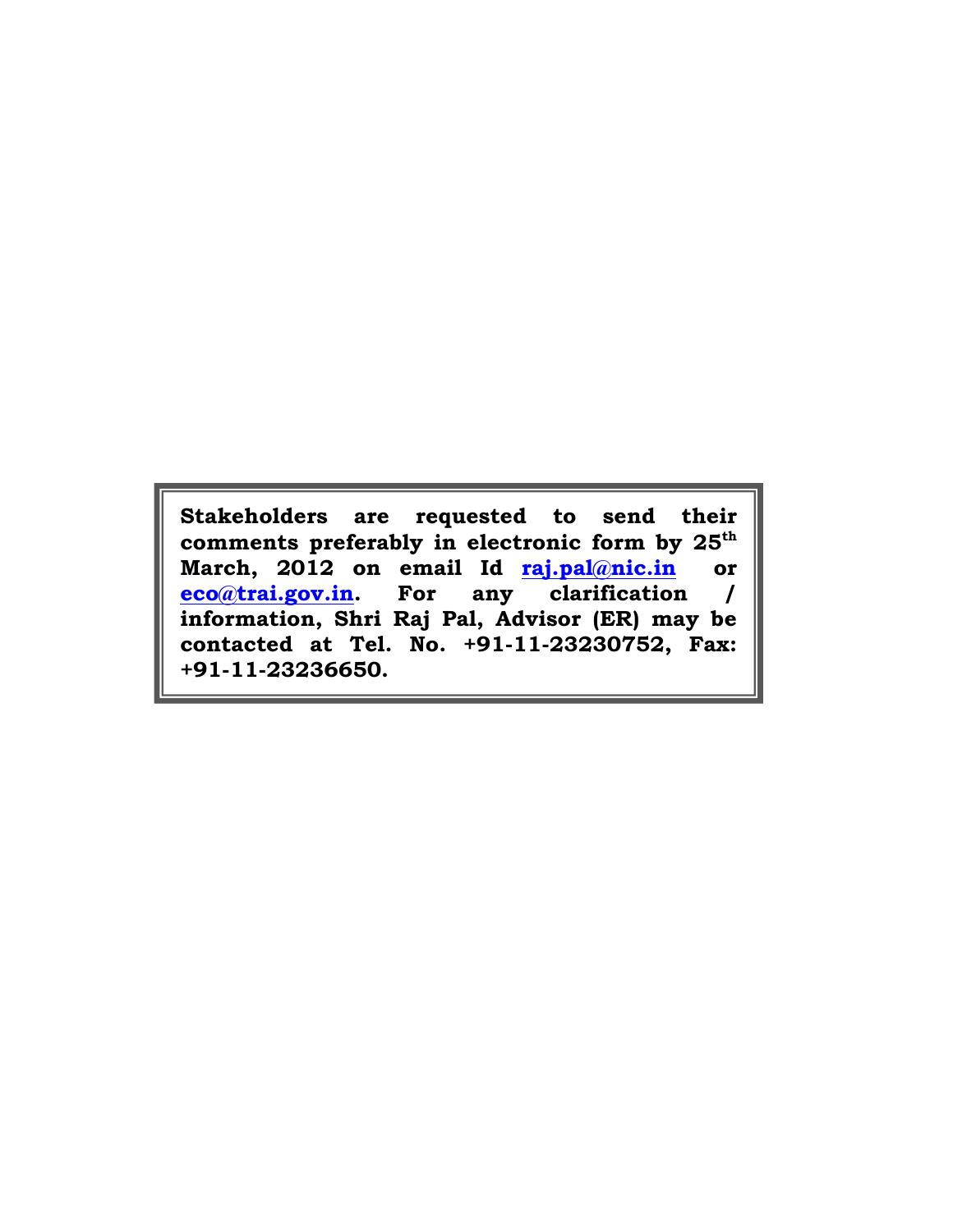**Stakeholders are requested to send their comments preferably in electronic form by 25th March, 2012 on email Id raj.pal@nic.in or eco@trai.gov.in. For any clarification / information, Shri Raj Pal, Advisor (ER) may be contacted at Tel. No. +91-11-23230752, Fax: +91-11-23236650.**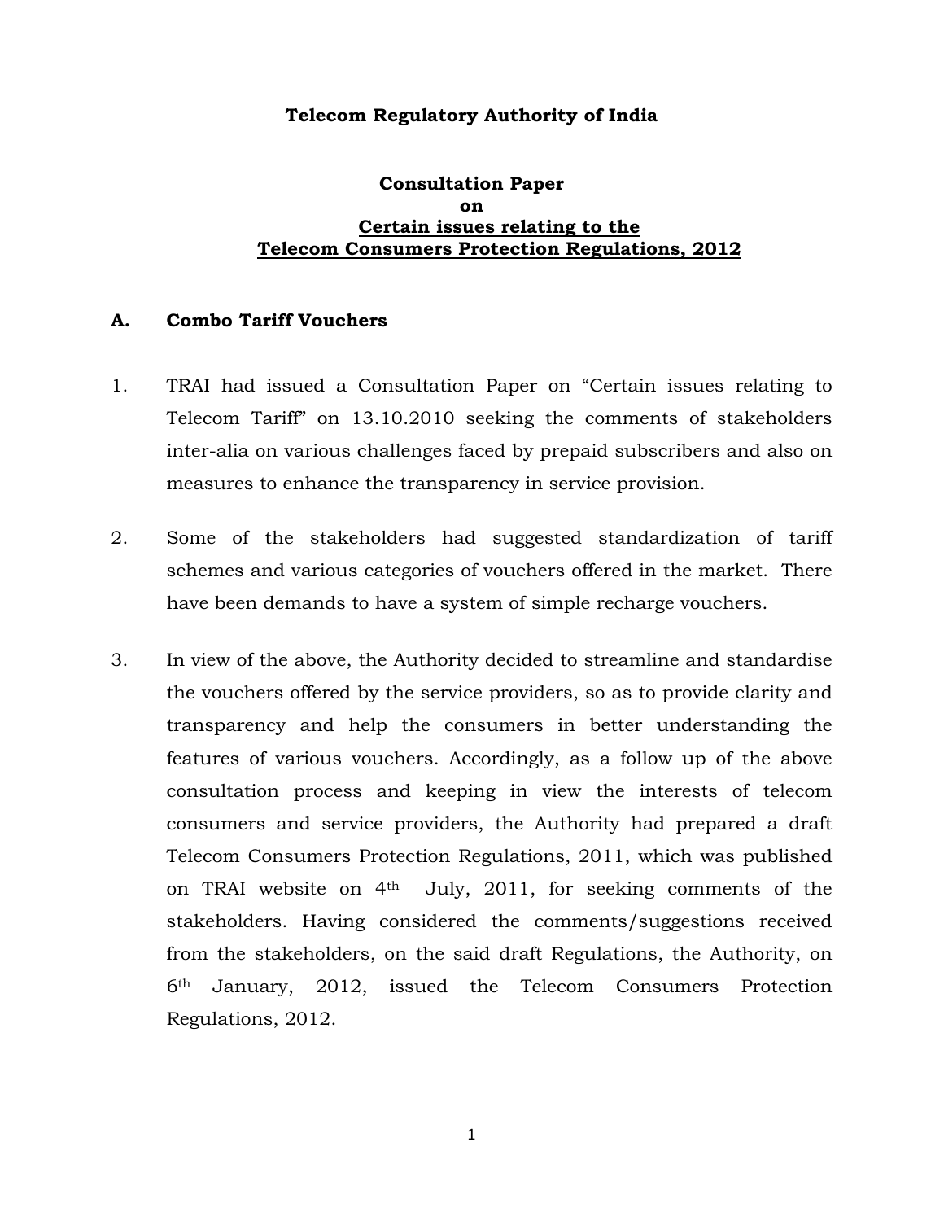**Telecom Regulatory Authority of India**

**Consultation Paper**
**on**
**<u>Certain issues relating to the</u>**
**<u>Telecom Consumers Protection Regulations, 2012</u>**

## A. Combo Tariff Vouchers

1. TRAI had issued a Consultation Paper on "Certain issues relating to Telecom Tariff" on 13.10.2010 seeking the comments of stakeholders inter-alia on various challenges faced by prepaid subscribers and also on measures to enhance the transparency in service provision.

2. Some of the stakeholders had suggested standardization of tariff schemes and various categories of vouchers offered in the market. There have been demands to have a system of simple recharge vouchers.

3. In view of the above, the Authority decided to streamline and standardise the vouchers offered by the service providers, so as to provide clarity and transparency and help the consumers in better understanding the features of various vouchers. Accordingly, as a follow up of the above consultation process and keeping in view the interests of telecom consumers and service providers, the Authority had prepared a draft Telecom Consumers Protection Regulations, 2011, which was published on TRAI website on 4th July, 2011, for seeking comments of the stakeholders. Having considered the comments/suggestions received from the stakeholders, on the said draft Regulations, the Authority, on 6th January, 2012, issued the Telecom Consumers Protection Regulations, 2012.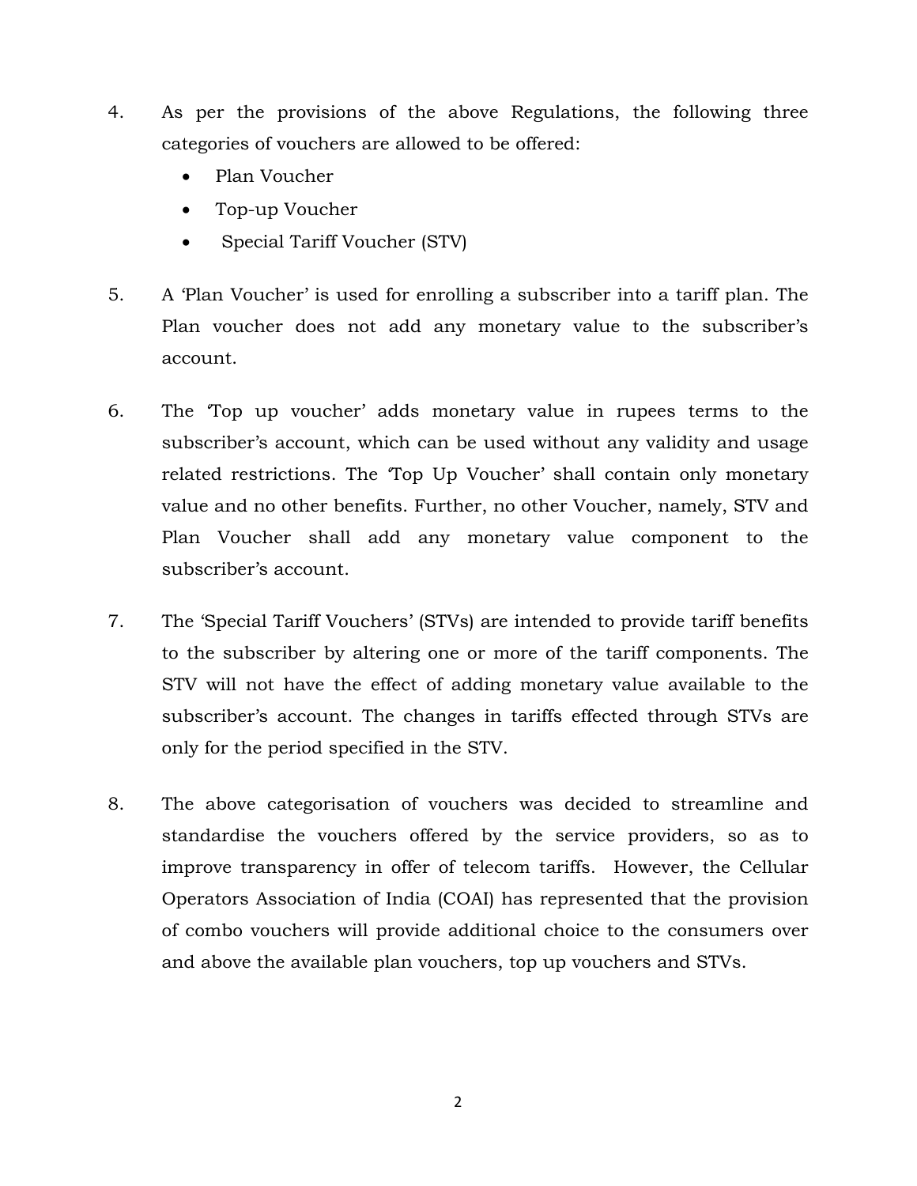4. As per the provisions of the above Regulations, the following three categories of vouchers are allowed to be offered:
   - Plan Voucher
   - Top-up Voucher
   - Special Tariff Voucher (STV)

5. A 'Plan Voucher' is used for enrolling a subscriber into a tariff plan. The Plan voucher does not add any monetary value to the subscriber's account.

6. The 'Top up voucher' adds monetary value in rupees terms to the subscriber's account, which can be used without any validity and usage related restrictions. The 'Top Up Voucher' shall contain only monetary value and no other benefits. Further, no other Voucher, namely, STV and Plan Voucher shall add any monetary value component to the subscriber's account.

7. The 'Special Tariff Vouchers' (STVs) are intended to provide tariff benefits to the subscriber by altering one or more of the tariff components. The STV will not have the effect of adding monetary value available to the subscriber's account. The changes in tariffs effected through STVs are only for the period specified in the STV.

8. The above categorisation of vouchers was decided to streamline and standardise the vouchers offered by the service providers, so as to improve transparency in offer of telecom tariffs. However, the Cellular Operators Association of India (COAI) has represented that the provision of combo vouchers will provide additional choice to the consumers over and above the available plan vouchers, top up vouchers and STVs.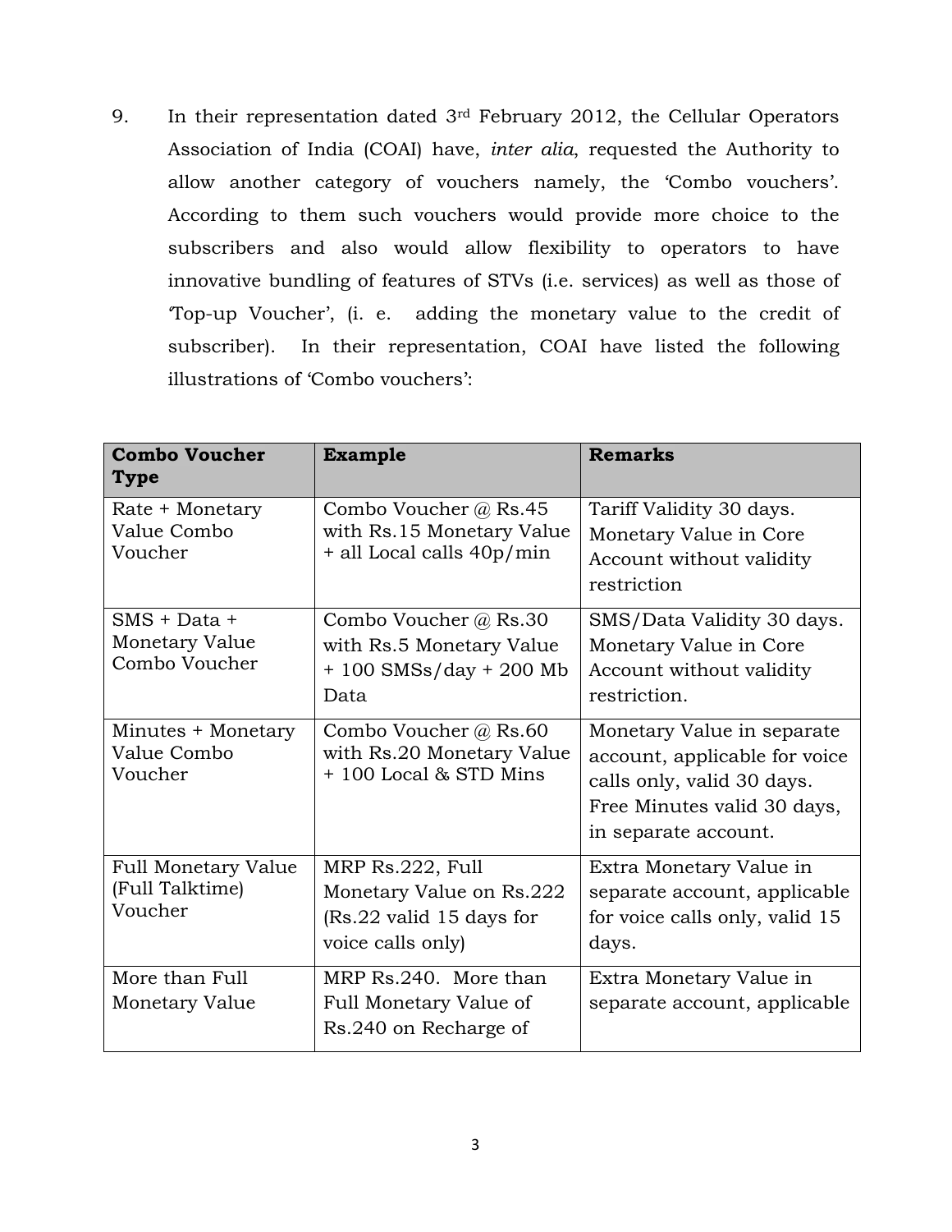9. In their representation dated 3rd February 2012, the Cellular Operators Association of India (COAI) have, *inter alia*, requested the Authority to allow another category of vouchers namely, the 'Combo vouchers'. According to them such vouchers would provide more choice to the subscribers and also would allow flexibility to operators to have innovative bundling of features of STVs (i.e. services) as well as those of 'Top-up Voucher', (i. e. adding the monetary value to the credit of subscriber). In their representation, COAI have listed the following illustrations of 'Combo vouchers':

| **Combo Voucher Type** | **Example** | **Remarks** |
|---|---|---|
| Rate + Monetary Value Combo Voucher | Combo Voucher @ Rs.45 with Rs.15 Monetary Value + all Local calls 40p/min | Tariff Validity 30 days. Monetary Value in Core Account without validity restriction |
| SMS + Data + Monetary Value Combo Voucher | Combo Voucher @ Rs.30 with Rs.5 Monetary Value + 100 SMSs/day + 200 Mb Data | SMS/Data Validity 30 days. Monetary Value in Core Account without validity restriction. |
| Minutes + Monetary Value Combo Voucher | Combo Voucher @ Rs.60 with Rs.20 Monetary Value + 100 Local & STD Mins | Monetary Value in separate account, applicable for voice calls only, valid 30 days. Free Minutes valid 30 days, in separate account. |
| Full Monetary Value (Full Talktime) Voucher | MRP Rs.222, Full Monetary Value on Rs.222 (Rs.22 valid 15 days for voice calls only) | Extra Monetary Value in separate account, applicable for voice calls only, valid 15 days. |
| More than Full Monetary Value | MRP Rs.240. More than Full Monetary Value of Rs.240 on Recharge of | Extra Monetary Value in separate account, applicable |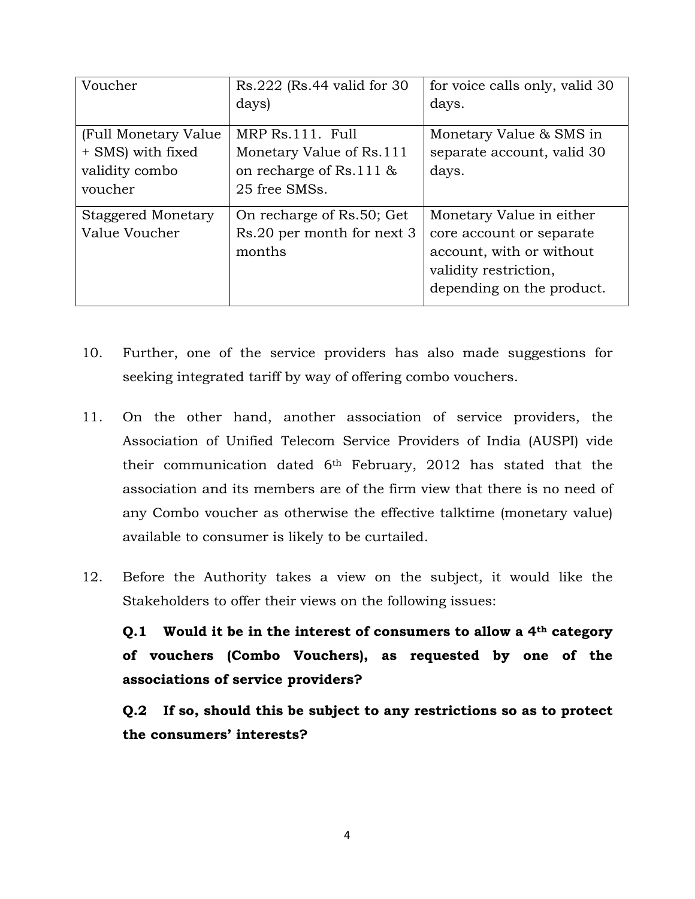| | | |
|---|---|---|
| Voucher | Rs.222 (Rs.44 valid for 30 days) | for voice calls only, valid 30 days. |
| (Full Monetary Value + SMS) with fixed validity combo voucher | MRP Rs.111. Full Monetary Value of Rs.111 on recharge of Rs.111 & 25 free SMSs. | Monetary Value & SMS in separate account, valid 30 days. |
| Staggered Monetary Value Voucher | On recharge of Rs.50; Get Rs.20 per month for next 3 months | Monetary Value in either core account or separate account, with or without validity restriction, depending on the product. |

10. Further, one of the service providers has also made suggestions for seeking integrated tariff by way of offering combo vouchers.

11. On the other hand, another association of service providers, the Association of Unified Telecom Service Providers of India (AUSPI) vide their communication dated 6th February, 2012 has stated that the association and its members are of the firm view that there is no need of any Combo voucher as otherwise the effective talktime (monetary value) available to consumer is likely to be curtailed.

12. Before the Authority takes a view on the subject, it would like the Stakeholders to offer their views on the following issues:

**Q.1 Would it be in the interest of consumers to allow a 4th category of vouchers (Combo Vouchers), as requested by one of the associations of service providers?**

**Q.2 If so, should this be subject to any restrictions so as to protect the consumers' interests?**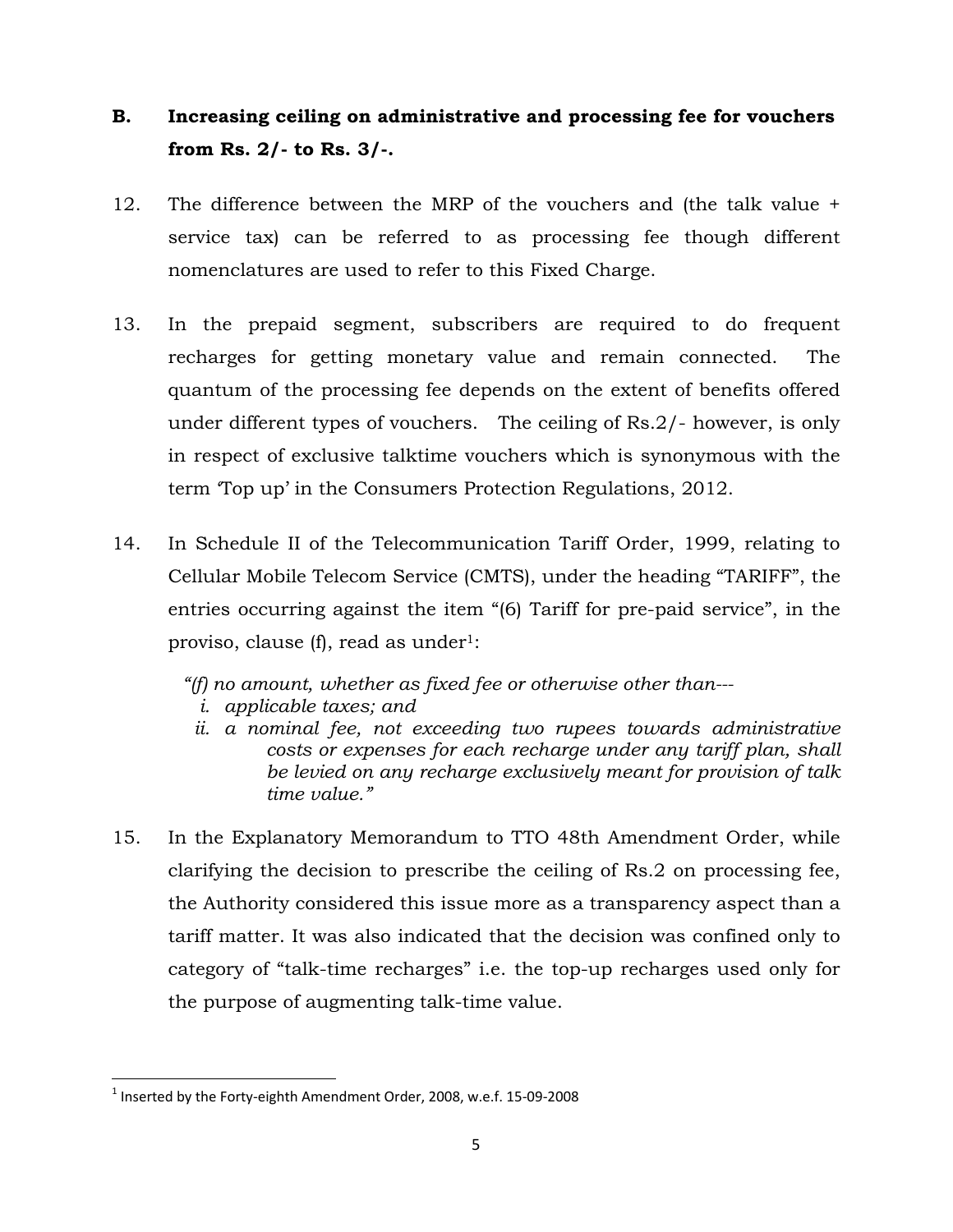## B. Increasing ceiling on administrative and processing fee for vouchers from Rs. 2/- to Rs. 3/-.

12. The difference between the MRP of the vouchers and (the talk value + service tax) can be referred to as processing fee though different nomenclatures are used to refer to this Fixed Charge.

13. In the prepaid segment, subscribers are required to do frequent recharges for getting monetary value and remain connected. The quantum of the processing fee depends on the extent of benefits offered under different types of vouchers. The ceiling of Rs.2/- however, is only in respect of exclusive talktime vouchers which is synonymous with the term 'Top up' in the Consumers Protection Regulations, 2012.

14. In Schedule II of the Telecommunication Tariff Order, 1999, relating to Cellular Mobile Telecom Service (CMTS), under the heading "TARIFF", the entries occurring against the item "(6) Tariff for pre-paid service", in the proviso, clause (f), read as under[1]:

> *"(f) no amount, whether as fixed fee or otherwise other than---*
> *i. applicable taxes; and*
> *ii. a nominal fee, not exceeding two rupees towards administrative costs or expenses for each recharge under any tariff plan, shall be levied on any recharge exclusively meant for provision of talk time value."*

15. In the Explanatory Memorandum to TTO 48th Amendment Order, while clarifying the decision to prescribe the ceiling of Rs.2 on processing fee, the Authority considered this issue more as a transparency aspect than a tariff matter. It was also indicated that the decision was confined only to category of "talk-time recharges" i.e. the top-up recharges used only for the purpose of augmenting talk-time value.

---

[1] Inserted by the Forty-eighth Amendment Order, 2008, w.e.f. 15-09-2008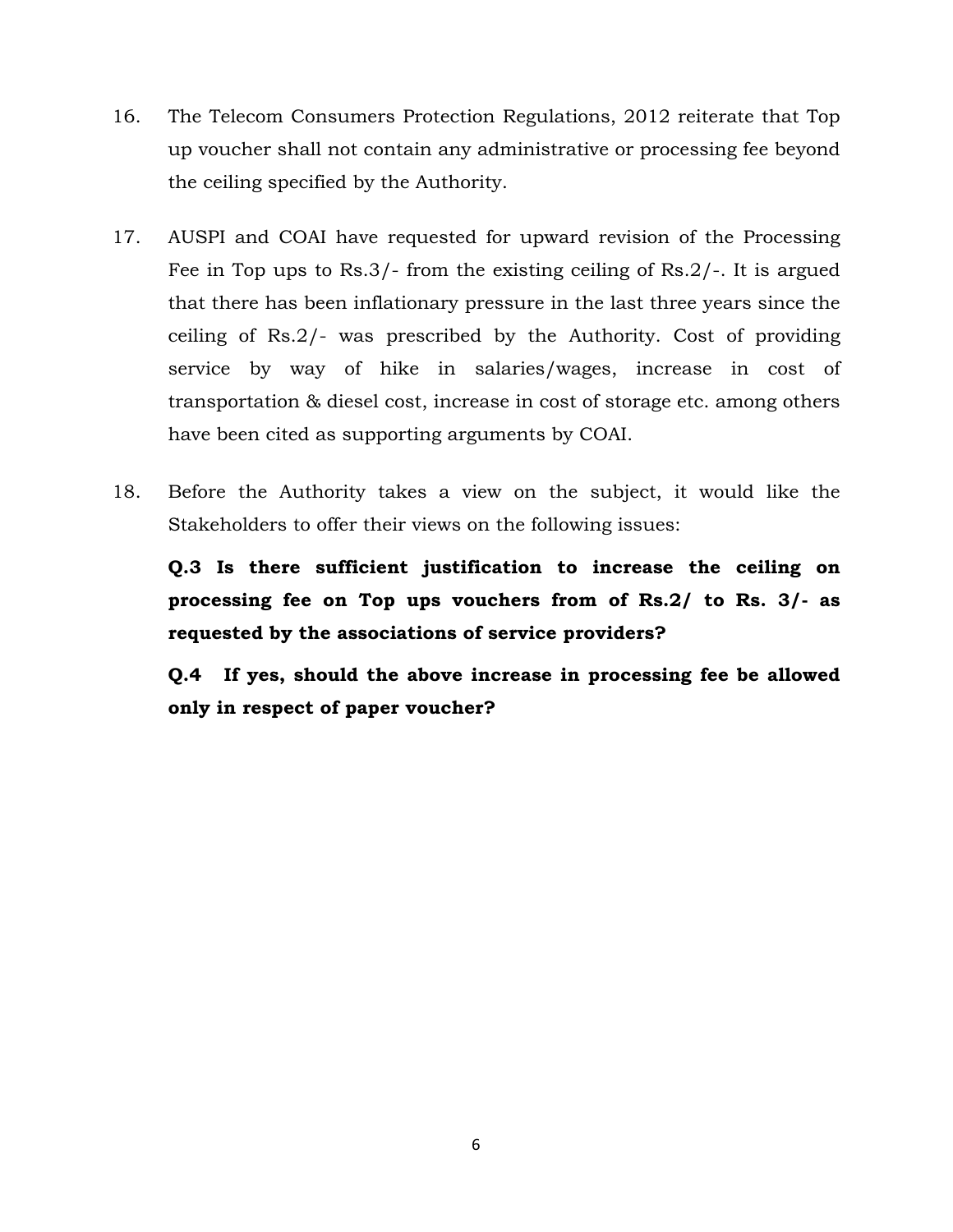16. The Telecom Consumers Protection Regulations, 2012 reiterate that Top up voucher shall not contain any administrative or processing fee beyond the ceiling specified by the Authority.

17. AUSPI and COAI have requested for upward revision of the Processing Fee in Top ups to Rs.3/- from the existing ceiling of Rs.2/-. It is argued that there has been inflationary pressure in the last three years since the ceiling of Rs.2/- was prescribed by the Authority. Cost of providing service by way of hike in salaries/wages, increase in cost of transportation & diesel cost, increase in cost of storage etc. among others have been cited as supporting arguments by COAI.

18. Before the Authority takes a view on the subject, it would like the Stakeholders to offer their views on the following issues:

    **Q.3 Is there sufficient justification to increase the ceiling on processing fee on Top ups vouchers from of Rs.2/ to Rs. 3/- as requested by the associations of service providers?**

    **Q.4 If yes, should the above increase in processing fee be allowed only in respect of paper voucher?**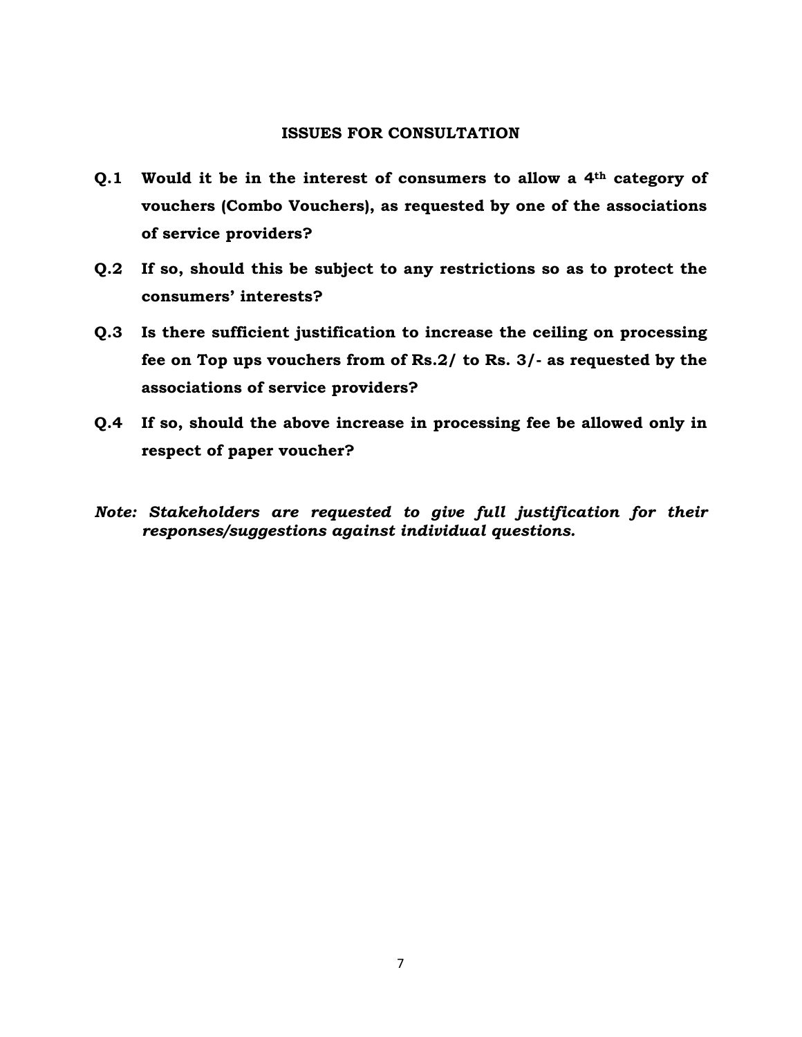## ISSUES FOR CONSULTATION

**Q.1 Would it be in the interest of consumers to allow a 4th category of vouchers (Combo Vouchers), as requested by one of the associations of service providers?**

**Q.2 If so, should this be subject to any restrictions so as to protect the consumers' interests?**

**Q.3 Is there sufficient justification to increase the ceiling on processing fee on Top ups vouchers from of Rs.2/ to Rs. 3/- as requested by the associations of service providers?**

**Q.4 If so, should the above increase in processing fee be allowed only in respect of paper voucher?**

***Note: Stakeholders are requested to give full justification for their responses/suggestions against individual questions.***